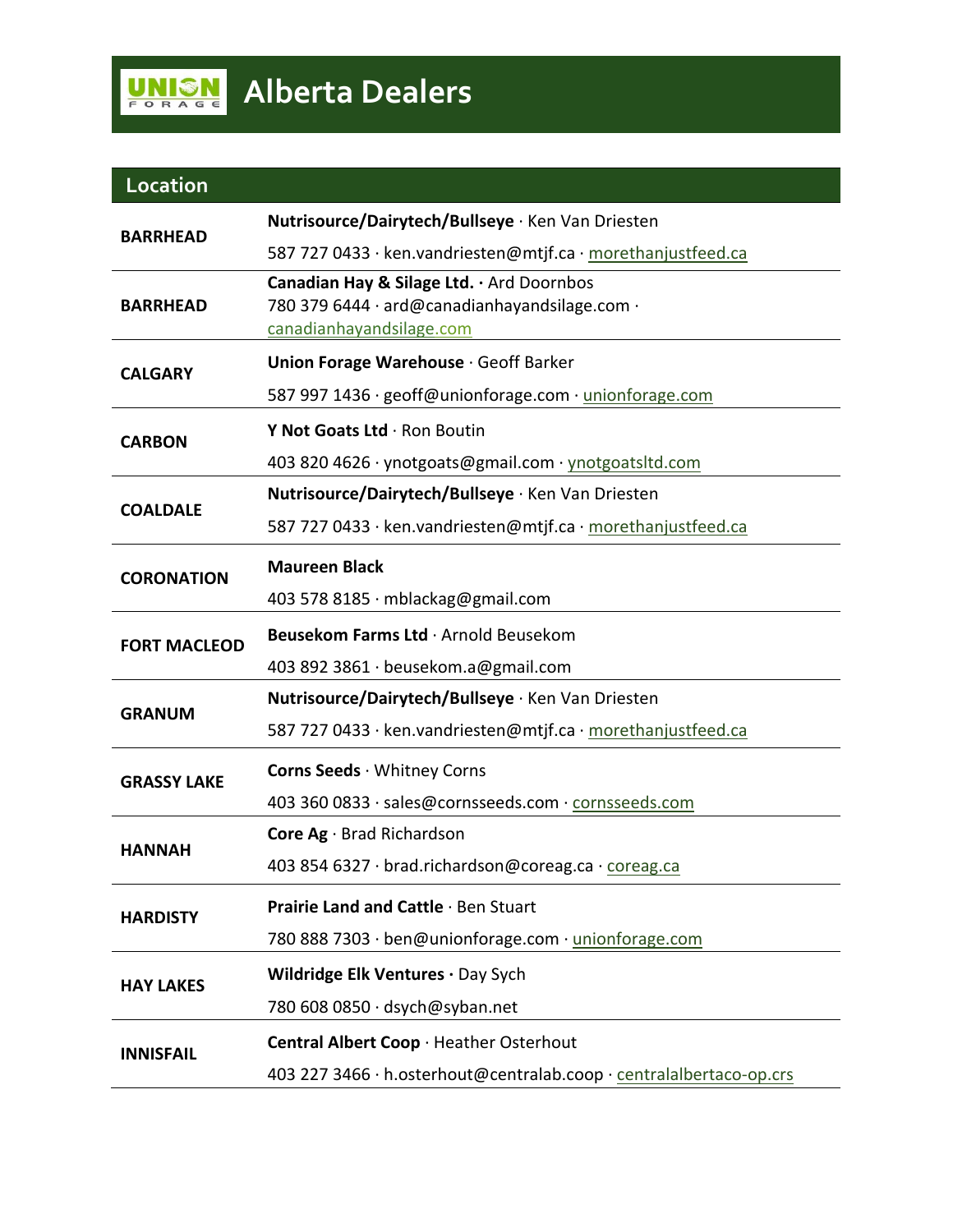# Alberta Dealers

| Location | |
|---|---|
| **BARRHEAD** | **Nutrisource/Dairytech/Bullseye** · Ken Van Driesten<br>587 727 0433 · ken.vandriesten@mtjf.ca · morethanjustfeed.ca |
| **BARRHEAD** | **Canadian Hay & Silage Ltd. ·** Ard Doornbos<br>780 379 6444 · ard@canadianhayandsilage.com · canadianhayandsilage.com |
| **CALGARY** | **Union Forage Warehouse** · Geoff Barker<br>587 997 1436 · geoff@unionforage.com · unionforage.com |
| **CARBON** | **Y Not Goats Ltd** · Ron Boutin<br>403 820 4626 · ynotgoats@gmail.com · ynotgoatsltd.com |
| **COALDALE** | **Nutrisource/Dairytech/Bullseye** · Ken Van Driesten<br>587 727 0433 · ken.vandriesten@mtjf.ca · morethanjustfeed.ca |
| **CORONATION** | **Maureen Black**<br>403 578 8185 · mblackag@gmail.com |
| **FORT MACLEOD** | **Beusekom Farms Ltd** · Arnold Beusekom<br>403 892 3861 · beusekom.a@gmail.com |
| **GRANUM** | **Nutrisource/Dairytech/Bullseye** · Ken Van Driesten<br>587 727 0433 · ken.vandriesten@mtjf.ca · morethanjustfeed.ca |
| **GRASSY LAKE** | **Corns Seeds** · Whitney Corns<br>403 360 0833 · sales@cornsseeds.com · cornsseeds.com |
| **HANNAH** | **Core Ag** · Brad Richardson<br>403 854 6327 · brad.richardson@coreag.ca · coreag.ca |
| **HARDISTY** | **Prairie Land and Cattle** · Ben Stuart<br>780 888 7303 · ben@unionforage.com · unionforage.com |
| **HAY LAKES** | **Wildridge Elk Ventures ·** Day Sych<br>780 608 0850 · dsych@syban.net |
| **INNISFAIL** | **Central Albert Coop** · Heather Osterhout<br>403 227 3466 · h.osterhout@centralab.coop · centralalbertaco-op.crs |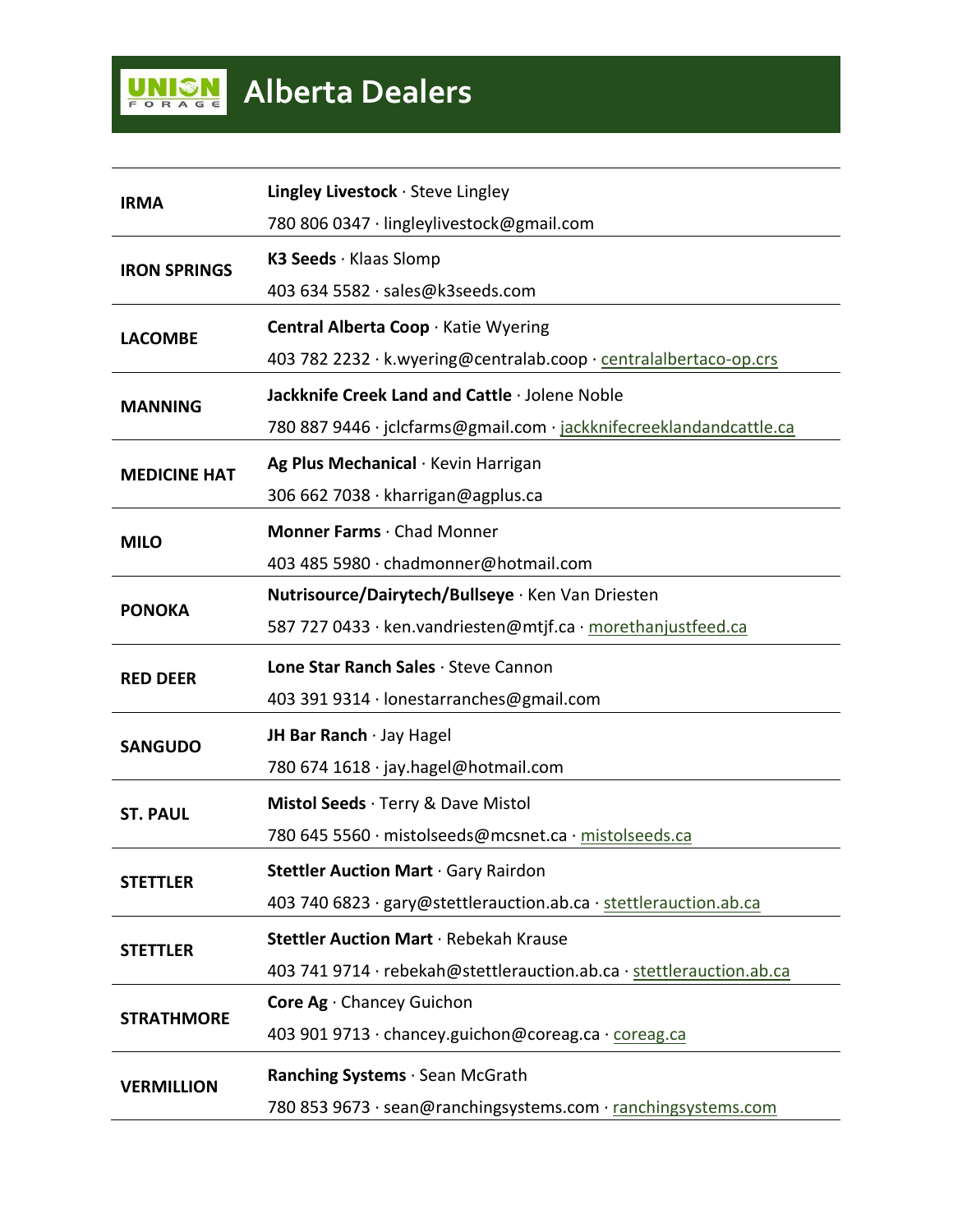# UNION FORAGE Alberta Dealers

| | |
|---|---|
| **IRMA** | **Lingley Livestock** · Steve Lingley<br>780 806 0347 · lingleylivestock@gmail.com |
| **IRON SPRINGS** | **K3 Seeds** · Klaas Slomp<br>403 634 5582 · sales@k3seeds.com |
| **LACOMBE** | **Central Alberta Coop** · Katie Wyering<br>403 782 2232 · k.wyering@centralab.coop · centralalbertaco-op.crs |
| **MANNING** | **Jackknife Creek Land and Cattle** · Jolene Noble<br>780 887 9446 · jclcfarms@gmail.com · jackknifecreeklandandcattle.ca |
| **MEDICINE HAT** | **Ag Plus Mechanical** · Kevin Harrigan<br>306 662 7038 · kharrigan@agplus.ca |
| **MILO** | **Monner Farms** · Chad Monner<br>403 485 5980 · chadmonner@hotmail.com |
| **PONOKA** | **Nutrisource/Dairytech/Bullseye** · Ken Van Driesten<br>587 727 0433 · ken.vandriesten@mtjf.ca · morethanjustfeed.ca |
| **RED DEER** | **Lone Star Ranch Sales** · Steve Cannon<br>403 391 9314 · lonestarranches@gmail.com |
| **SANGUDO** | **JH Bar Ranch** · Jay Hagel<br>780 674 1618 · jay.hagel@hotmail.com |
| **ST. PAUL** | **Mistol Seeds** · Terry & Dave Mistol<br>780 645 5560 · mistolseeds@mcsnet.ca · mistolseeds.ca |
| **STETTLER** | **Stettler Auction Mart** · Gary Rairdon<br>403 740 6823 · gary@stettlerauction.ab.ca · stettlerauction.ab.ca |
| **STETTLER** | **Stettler Auction Mart** · Rebekah Krause<br>403 741 9714 · rebekah@stettlerauction.ab.ca · stettlerauction.ab.ca |
| **STRATHMORE** | **Core Ag** · Chancey Guichon<br>403 901 9713 · chancey.guichon@coreag.ca · coreag.ca |
| **VERMILLION** | **Ranching Systems** · Sean McGrath<br>780 853 9673 · sean@ranchingsystems.com · ranchingsystems.com |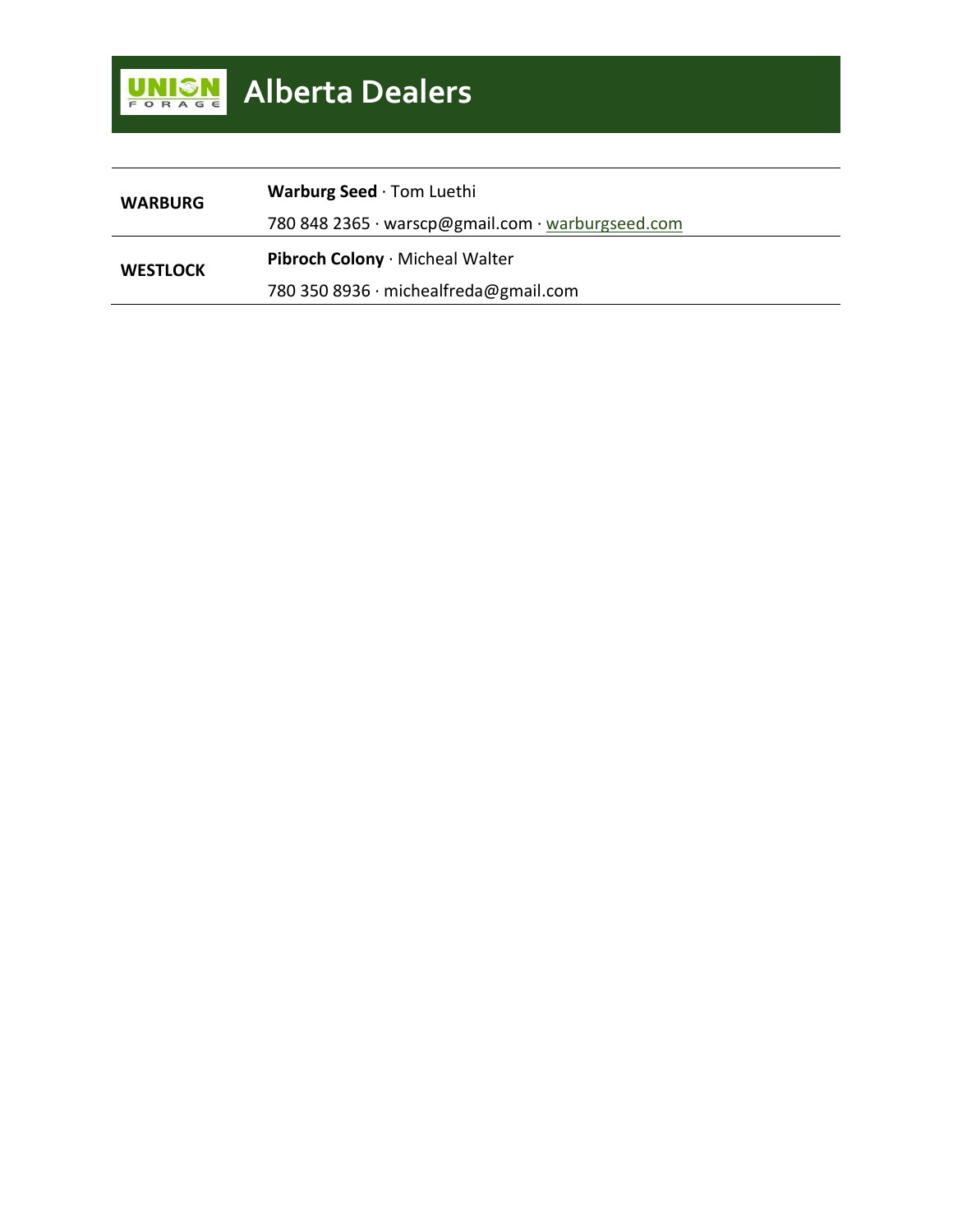# Alberta Dealers

| | |
|---|---|
| **WARBURG** | **Warburg Seed** · Tom Luethi<br>780 848 2365 · warscp@gmail.com · warburgseed.com |
| **WESTLOCK** | **Pibroch Colony** · Micheal Walter<br>780 350 8936 · michealfreda@gmail.com |